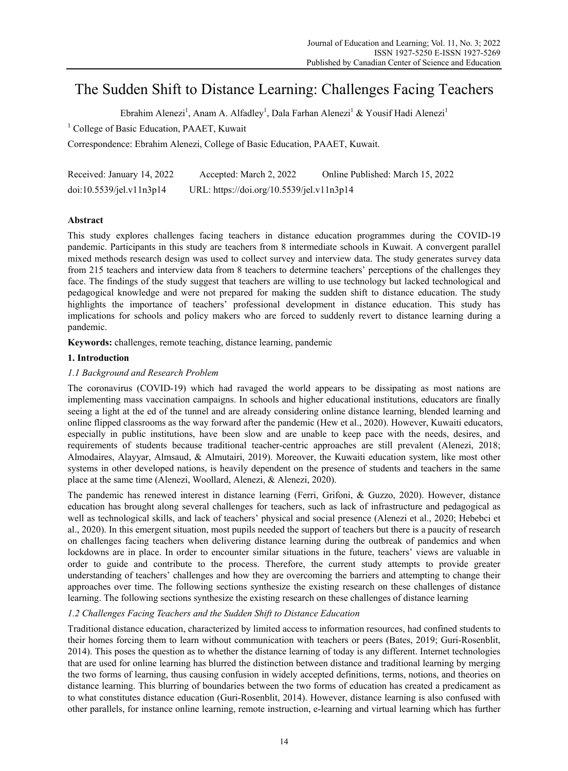# The Sudden Shift to Distance Learning: Challenges Facing Teachers

Ebrahim Alenezi[1], Anam A. Alfadley[1], Dala Farhan Alenezi[1] & Yousif Hadi Alenezi[1]

[1] College of Basic Education, PAAET, Kuwait

Correspondence: Ebrahim Alenezi, College of Basic Education, PAAET, Kuwait.

Received: January 14, 2022 Accepted: March 2, 2022 Online Published: March 15, 2022

doi:10.5539/jel.v11n3p14 URL: https://doi.org/10.5539/jel.v11n3p14

## Abstract

This study explores challenges facing teachers in distance education programmes during the COVID-19 pandemic. Participants in this study are teachers from 8 intermediate schools in Kuwait. A convergent parallel mixed methods research design was used to collect survey and interview data. The study generates survey data from 215 teachers and interview data from 8 teachers to determine teachers' perceptions of the challenges they face. The findings of the study suggest that teachers are willing to use technology but lacked technological and pedagogical knowledge and were not prepared for making the sudden shift to distance education. The study highlights the importance of teachers' professional development in distance education. This study has implications for schools and policy makers who are forced to suddenly revert to distance learning during a pandemic.

**Keywords:** challenges, remote teaching, distance learning, pandemic

## 1. Introduction

### *1.1 Background and Research Problem*

The coronavirus (COVID-19) which had ravaged the world appears to be dissipating as most nations are implementing mass vaccination campaigns. In schools and higher educational institutions, educators are finally seeing a light at the ed of the tunnel and are already considering online distance learning, blended learning and online flipped classrooms as the way forward after the pandemic (Hew et al., 2020). However, Kuwaiti educators, especially in public institutions, have been slow and are unable to keep pace with the needs, desires, and requirements of students because traditional teacher-centric approaches are still prevalent (Alenezi, 2018; Almodaires, Alayyar, Almsaud, & Almutairi, 2019). Moreover, the Kuwaiti education system, like most other systems in other developed nations, is heavily dependent on the presence of students and teachers in the same place at the same time (Alenezi, Woollard, Alenezi, & Alenezi, 2020).

The pandemic has renewed interest in distance learning (Ferri, Grifoni, & Guzzo, 2020). However, distance education has brought along several challenges for teachers, such as lack of infrastructure and pedagogical as well as technological skills, and lack of teachers' physical and social presence (Alenezi et al., 2020; Hebebci et al., 2020). In this emergent situation, most pupils needed the support of teachers but there is a paucity of research on challenges facing teachers when delivering distance learning during the outbreak of pandemics and when lockdowns are in place. In order to encounter similar situations in the future, teachers' views are valuable in order to guide and contribute to the process. Therefore, the current study attempts to provide greater understanding of teachers' challenges and how they are overcoming the barriers and attempting to change their approaches over time. The following sections synthesize the existing research on these challenges of distance learning. The following sections synthesize the existing research on these challenges of distance learning

### *1.2 Challenges Facing Teachers and the Sudden Shift to Distance Education*

Traditional distance education, characterized by limited access to information resources, had confined students to their homes forcing them to learn without communication with teachers or peers (Bates, 2019; Guri-Rosenblit, 2014). This poses the question as to whether the distance learning of today is any different. Internet technologies that are used for online learning has blurred the distinction between distance and traditional learning by merging the two forms of learning, thus causing confusion in widely accepted definitions, terms, notions, and theories on distance learning. This blurring of boundaries between the two forms of education has created a predicament as to what constitutes distance education (Guri-Rosenblit, 2014). However, distance learning is also confused with other parallels, for instance online learning, remote instruction, e-learning and virtual learning which has further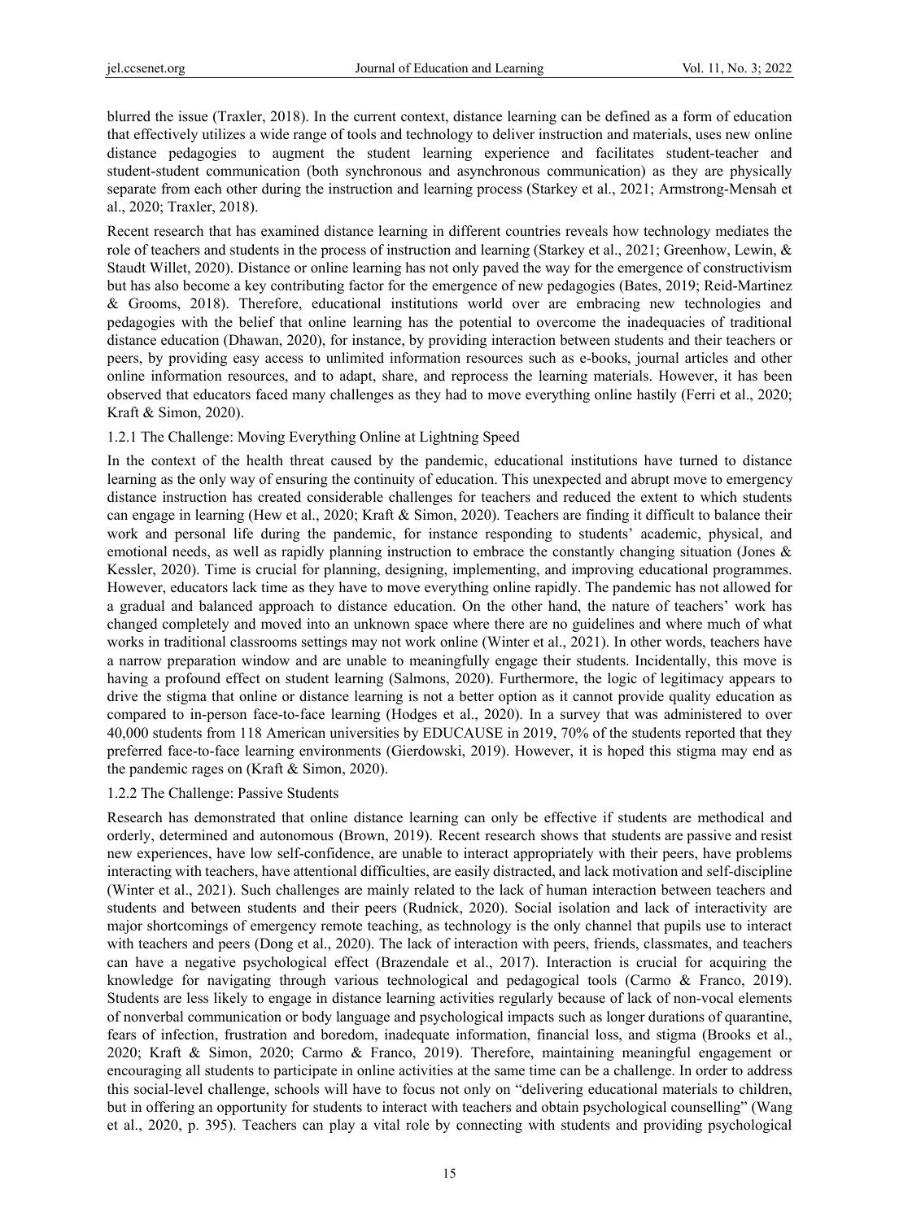blurred the issue (Traxler, 2018). In the current context, distance learning can be defined as a form of education that effectively utilizes a wide range of tools and technology to deliver instruction and materials, uses new online distance pedagogies to augment the student learning experience and facilitates student-teacher and student-student communication (both synchronous and asynchronous communication) as they are physically separate from each other during the instruction and learning process (Starkey et al., 2021; Armstrong-Mensah et al., 2020; Traxler, 2018).

Recent research that has examined distance learning in different countries reveals how technology mediates the role of teachers and students in the process of instruction and learning (Starkey et al., 2021; Greenhow, Lewin, & Staudt Willet, 2020). Distance or online learning has not only paved the way for the emergence of constructivism but has also become a key contributing factor for the emergence of new pedagogies (Bates, 2019; Reid-Martinez & Grooms, 2018). Therefore, educational institutions world over are embracing new technologies and pedagogies with the belief that online learning has the potential to overcome the inadequacies of traditional distance education (Dhawan, 2020), for instance, by providing interaction between students and their teachers or peers, by providing easy access to unlimited information resources such as e-books, journal articles and other online information resources, and to adapt, share, and reprocess the learning materials. However, it has been observed that educators faced many challenges as they had to move everything online hastily (Ferri et al., 2020; Kraft & Simon, 2020).

#### 1.2.1 The Challenge: Moving Everything Online at Lightning Speed

In the context of the health threat caused by the pandemic, educational institutions have turned to distance learning as the only way of ensuring the continuity of education. This unexpected and abrupt move to emergency distance instruction has created considerable challenges for teachers and reduced the extent to which students can engage in learning (Hew et al., 2020; Kraft & Simon, 2020). Teachers are finding it difficult to balance their work and personal life during the pandemic, for instance responding to students' academic, physical, and emotional needs, as well as rapidly planning instruction to embrace the constantly changing situation (Jones & Kessler, 2020). Time is crucial for planning, designing, implementing, and improving educational programmes. However, educators lack time as they have to move everything online rapidly. The pandemic has not allowed for a gradual and balanced approach to distance education. On the other hand, the nature of teachers' work has changed completely and moved into an unknown space where there are no guidelines and where much of what works in traditional classrooms settings may not work online (Winter et al., 2021). In other words, teachers have a narrow preparation window and are unable to meaningfully engage their students. Incidentally, this move is having a profound effect on student learning (Salmons, 2020). Furthermore, the logic of legitimacy appears to drive the stigma that online or distance learning is not a better option as it cannot provide quality education as compared to in-person face-to-face learning (Hodges et al., 2020). In a survey that was administered to over 40,000 students from 118 American universities by EDUCAUSE in 2019, 70% of the students reported that they preferred face-to-face learning environments (Gierdowski, 2019). However, it is hoped this stigma may end as the pandemic rages on (Kraft & Simon, 2020).

#### 1.2.2 The Challenge: Passive Students

Research has demonstrated that online distance learning can only be effective if students are methodical and orderly, determined and autonomous (Brown, 2019). Recent research shows that students are passive and resist new experiences, have low self-confidence, are unable to interact appropriately with their peers, have problems interacting with teachers, have attentional difficulties, are easily distracted, and lack motivation and self-discipline (Winter et al., 2021). Such challenges are mainly related to the lack of human interaction between teachers and students and between students and their peers (Rudnick, 2020). Social isolation and lack of interactivity are major shortcomings of emergency remote teaching, as technology is the only channel that pupils use to interact with teachers and peers (Dong et al., 2020). The lack of interaction with peers, friends, classmates, and teachers can have a negative psychological effect (Brazendale et al., 2017). Interaction is crucial for acquiring the knowledge for navigating through various technological and pedagogical tools (Carmo & Franco, 2019). Students are less likely to engage in distance learning activities regularly because of lack of non-vocal elements of nonverbal communication or body language and psychological impacts such as longer durations of quarantine, fears of infection, frustration and boredom, inadequate information, financial loss, and stigma (Brooks et al., 2020; Kraft & Simon, 2020; Carmo & Franco, 2019). Therefore, maintaining meaningful engagement or encouraging all students to participate in online activities at the same time can be a challenge. In order to address this social-level challenge, schools will have to focus not only on "delivering educational materials to children, but in offering an opportunity for students to interact with teachers and obtain psychological counselling" (Wang et al., 2020, p. 395). Teachers can play a vital role by connecting with students and providing psychological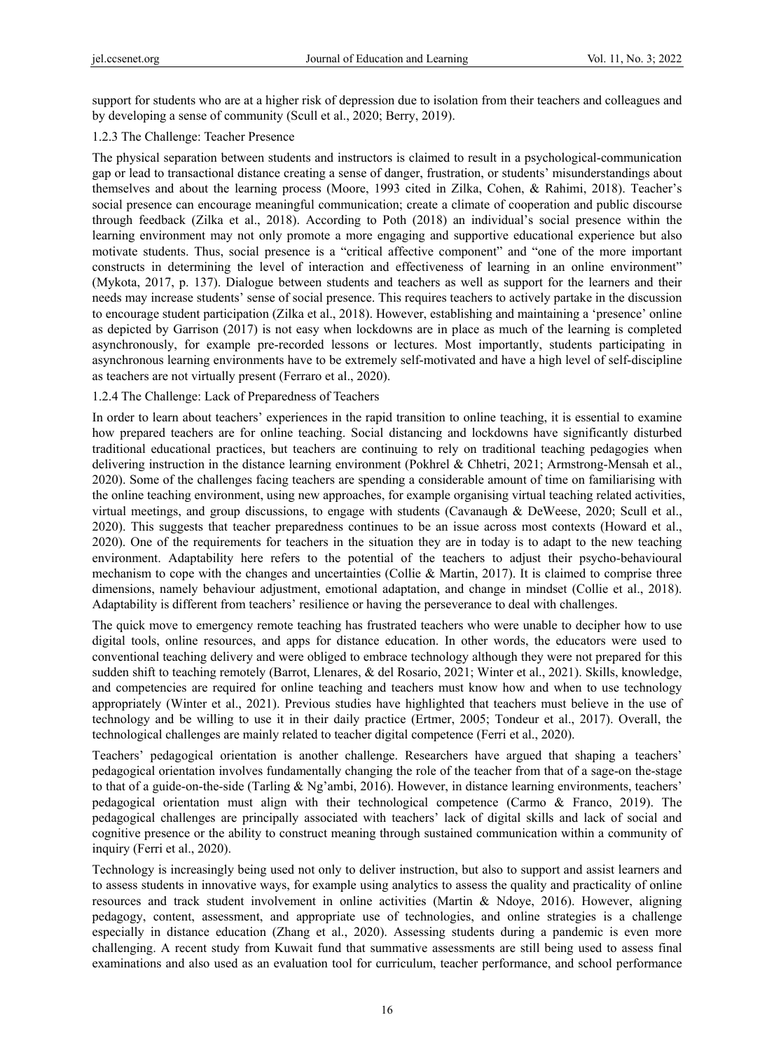support for students who are at a higher risk of depression due to isolation from their teachers and colleagues and by developing a sense of community (Scull et al., 2020; Berry, 2019).

#### 1.2.3 The Challenge: Teacher Presence

The physical separation between students and instructors is claimed to result in a psychological-communication gap or lead to transactional distance creating a sense of danger, frustration, or students' misunderstandings about themselves and about the learning process (Moore, 1993 cited in Zilka, Cohen, & Rahimi, 2018). Teacher's social presence can encourage meaningful communication; create a climate of cooperation and public discourse through feedback (Zilka et al., 2018). According to Poth (2018) an individual's social presence within the learning environment may not only promote a more engaging and supportive educational experience but also motivate students. Thus, social presence is a "critical affective component" and "one of the more important constructs in determining the level of interaction and effectiveness of learning in an online environment" (Mykota, 2017, p. 137). Dialogue between students and teachers as well as support for the learners and their needs may increase students' sense of social presence. This requires teachers to actively partake in the discussion to encourage student participation (Zilka et al., 2018). However, establishing and maintaining a 'presence' online as depicted by Garrison (2017) is not easy when lockdowns are in place as much of the learning is completed asynchronously, for example pre-recorded lessons or lectures. Most importantly, students participating in asynchronous learning environments have to be extremely self-motivated and have a high level of self-discipline as teachers are not virtually present (Ferraro et al., 2020).

#### 1.2.4 The Challenge: Lack of Preparedness of Teachers

In order to learn about teachers' experiences in the rapid transition to online teaching, it is essential to examine how prepared teachers are for online teaching. Social distancing and lockdowns have significantly disturbed traditional educational practices, but teachers are continuing to rely on traditional teaching pedagogies when delivering instruction in the distance learning environment (Pokhrel & Chhetri, 2021; Armstrong-Mensah et al., 2020). Some of the challenges facing teachers are spending a considerable amount of time on familiarising with the online teaching environment, using new approaches, for example organising virtual teaching related activities, virtual meetings, and group discussions, to engage with students (Cavanaugh & DeWeese, 2020; Scull et al., 2020). This suggests that teacher preparedness continues to be an issue across most contexts (Howard et al., 2020). One of the requirements for teachers in the situation they are in today is to adapt to the new teaching environment. Adaptability here refers to the potential of the teachers to adjust their psycho-behavioural mechanism to cope with the changes and uncertainties (Collie & Martin, 2017). It is claimed to comprise three dimensions, namely behaviour adjustment, emotional adaptation, and change in mindset (Collie et al., 2018). Adaptability is different from teachers' resilience or having the perseverance to deal with challenges.

The quick move to emergency remote teaching has frustrated teachers who were unable to decipher how to use digital tools, online resources, and apps for distance education. In other words, the educators were used to conventional teaching delivery and were obliged to embrace technology although they were not prepared for this sudden shift to teaching remotely (Barrot, Llenares, & del Rosario, 2021; Winter et al., 2021). Skills, knowledge, and competencies are required for online teaching and teachers must know how and when to use technology appropriately (Winter et al., 2021). Previous studies have highlighted that teachers must believe in the use of technology and be willing to use it in their daily practice (Ertmer, 2005; Tondeur et al., 2017). Overall, the technological challenges are mainly related to teacher digital competence (Ferri et al., 2020).

Teachers' pedagogical orientation is another challenge. Researchers have argued that shaping a teachers' pedagogical orientation involves fundamentally changing the role of the teacher from that of a sage-on-the-stage to that of a guide-on-the-side (Tarling & Ng'ambi, 2016). However, in distance learning environments, teachers' pedagogical orientation must align with their technological competence (Carmo & Franco, 2019). The pedagogical challenges are principally associated with teachers' lack of digital skills and lack of social and cognitive presence or the ability to construct meaning through sustained communication within a community of inquiry (Ferri et al., 2020).

Technology is increasingly being used not only to deliver instruction, but also to support and assist learners and to assess students in innovative ways, for example using analytics to assess the quality and practicality of online resources and track student involvement in online activities (Martin & Ndoye, 2016). However, aligning pedagogy, content, assessment, and appropriate use of technologies, and online strategies is a challenge especially in distance education (Zhang et al., 2020). Assessing students during a pandemic is even more challenging. A recent study from Kuwait fund that summative assessments are still being used to assess final examinations and also used as an evaluation tool for curriculum, teacher performance, and school performance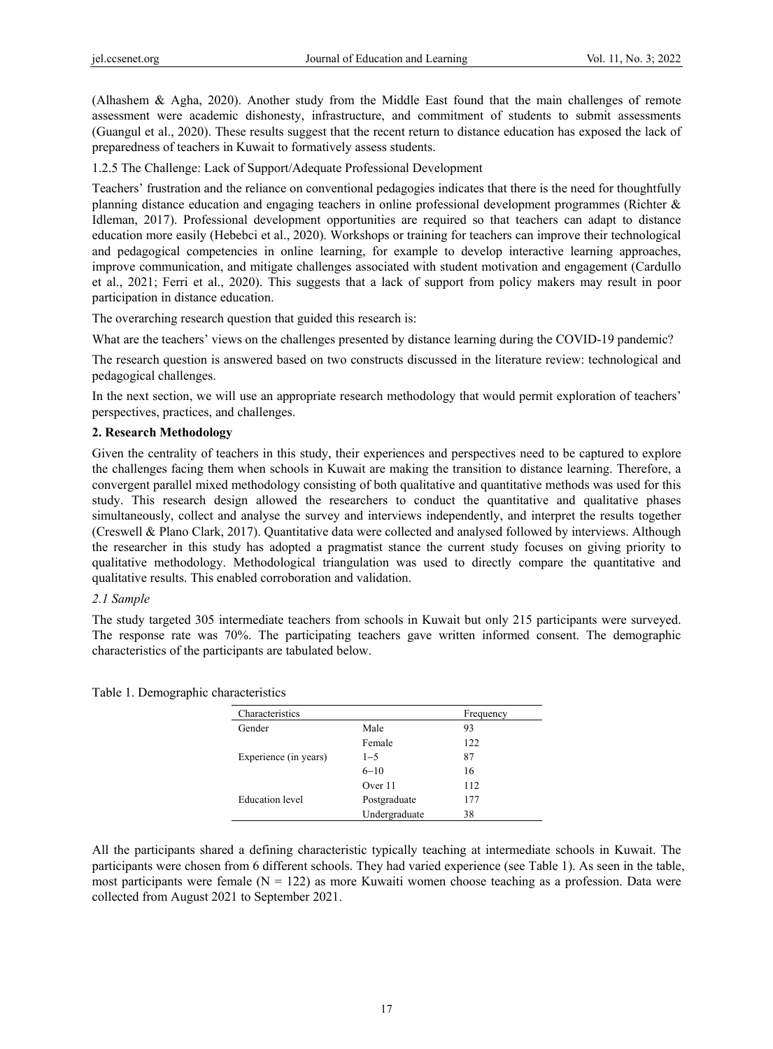(Alhashem & Agha, 2020). Another study from the Middle East found that the main challenges of remote assessment were academic dishonesty, infrastructure, and commitment of students to submit assessments (Guangul et al., 2020). These results suggest that the recent return to distance education has exposed the lack of preparedness of teachers in Kuwait to formatively assess students.

#### 1.2.5 The Challenge: Lack of Support/Adequate Professional Development

Teachers' frustration and the reliance on conventional pedagogies indicates that there is the need for thoughtfully planning distance education and engaging teachers in online professional development programmes (Richter & Idleman, 2017). Professional development opportunities are required so that teachers can adapt to distance education more easily (Hebebci et al., 2020). Workshops or training for teachers can improve their technological and pedagogical competencies in online learning, for example to develop interactive learning approaches, improve communication, and mitigate challenges associated with student motivation and engagement (Cardullo et al., 2021; Ferri et al., 2020). This suggests that a lack of support from policy makers may result in poor participation in distance education.

The overarching research question that guided this research is:

What are the teachers' views on the challenges presented by distance learning during the COVID-19 pandemic?

The research question is answered based on two constructs discussed in the literature review: technological and pedagogical challenges.

In the next section, we will use an appropriate research methodology that would permit exploration of teachers' perspectives, practices, and challenges.

## 2. Research Methodology

Given the centrality of teachers in this study, their experiences and perspectives need to be captured to explore the challenges facing them when schools in Kuwait are making the transition to distance learning. Therefore, a convergent parallel mixed methodology consisting of both qualitative and quantitative methods was used for this study. This research design allowed the researchers to conduct the quantitative and qualitative phases simultaneously, collect and analyse the survey and interviews independently, and interpret the results together (Creswell & Plano Clark, 2017). Quantitative data were collected and analysed followed by interviews. Although the researcher in this study has adopted a pragmatist stance the current study focuses on giving priority to qualitative methodology. Methodological triangulation was used to directly compare the quantitative and qualitative results. This enabled corroboration and validation.

### *2.1 Sample*

The study targeted 305 intermediate teachers from schools in Kuwait but only 215 participants were surveyed. The response rate was 70%. The participating teachers gave written informed consent. The demographic characteristics of the participants are tabulated below.

Table 1. Demographic characteristics

| Characteristics | | Frequency |
|---|---|---|
| Gender | Male | 93 |
| | Female | 122 |
| Experience (in years) | 1−5 | 87 |
| | 6−10 | 16 |
| | Over 11 | 112 |
| Education level | Postgraduate | 177 |
| | Undergraduate | 38 |

All the participants shared a defining characteristic typically teaching at intermediate schools in Kuwait. The participants were chosen from 6 different schools. They had varied experience (see Table 1). As seen in the table, most participants were female (N = 122) as more Kuwaiti women choose teaching as a profession. Data were collected from August 2021 to September 2021.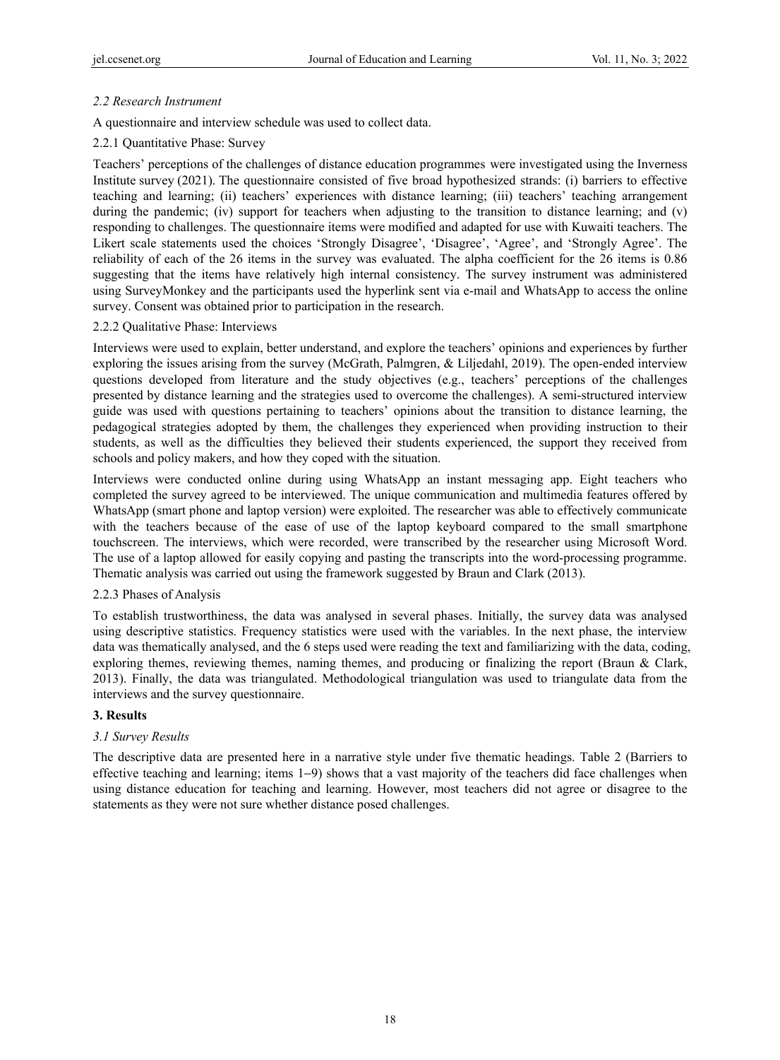### *2.2 Research Instrument*

A questionnaire and interview schedule was used to collect data.

#### 2.2.1 Quantitative Phase: Survey

Teachers' perceptions of the challenges of distance education programmes were investigated using the Inverness Institute survey (2021). The questionnaire consisted of five broad hypothesized strands: (i) barriers to effective teaching and learning; (ii) teachers' experiences with distance learning; (iii) teachers' teaching arrangement during the pandemic; (iv) support for teachers when adjusting to the transition to distance learning; and (v) responding to challenges. The questionnaire items were modified and adapted for use with Kuwaiti teachers. The Likert scale statements used the choices 'Strongly Disagree', 'Disagree', 'Agree', and 'Strongly Agree'. The reliability of each of the 26 items in the survey was evaluated. The alpha coefficient for the 26 items is 0.86 suggesting that the items have relatively high internal consistency. The survey instrument was administered using SurveyMonkey and the participants used the hyperlink sent via e-mail and WhatsApp to access the online survey. Consent was obtained prior to participation in the research.

#### 2.2.2 Qualitative Phase: Interviews

Interviews were used to explain, better understand, and explore the teachers' opinions and experiences by further exploring the issues arising from the survey (McGrath, Palmgren, & Liljedahl, 2019). The open-ended interview questions developed from literature and the study objectives (e.g., teachers' perceptions of the challenges presented by distance learning and the strategies used to overcome the challenges). A semi-structured interview guide was used with questions pertaining to teachers' opinions about the transition to distance learning, the pedagogical strategies adopted by them, the challenges they experienced when providing instruction to their students, as well as the difficulties they believed their students experienced, the support they received from schools and policy makers, and how they coped with the situation.

Interviews were conducted online during using WhatsApp an instant messaging app. Eight teachers who completed the survey agreed to be interviewed. The unique communication and multimedia features offered by WhatsApp (smart phone and laptop version) were exploited. The researcher was able to effectively communicate with the teachers because of the ease of use of the laptop keyboard compared to the small smartphone touchscreen. The interviews, which were recorded, were transcribed by the researcher using Microsoft Word. The use of a laptop allowed for easily copying and pasting the transcripts into the word-processing programme. Thematic analysis was carried out using the framework suggested by Braun and Clark (2013).

#### 2.2.3 Phases of Analysis

To establish trustworthiness, the data was analysed in several phases. Initially, the survey data was analysed using descriptive statistics. Frequency statistics were used with the variables. In the next phase, the interview data was thematically analysed, and the 6 steps used were reading the text and familiarizing with the data, coding, exploring themes, reviewing themes, naming themes, and producing or finalizing the report (Braun & Clark, 2013). Finally, the data was triangulated. Methodological triangulation was used to triangulate data from the interviews and the survey questionnaire.

## 3. Results

### *3.1 Survey Results*

The descriptive data are presented here in a narrative style under five thematic headings. Table 2 (Barriers to effective teaching and learning; items 1–9) shows that a vast majority of the teachers did face challenges when using distance education for teaching and learning. However, most teachers did not agree or disagree to the statements as they were not sure whether distance posed challenges.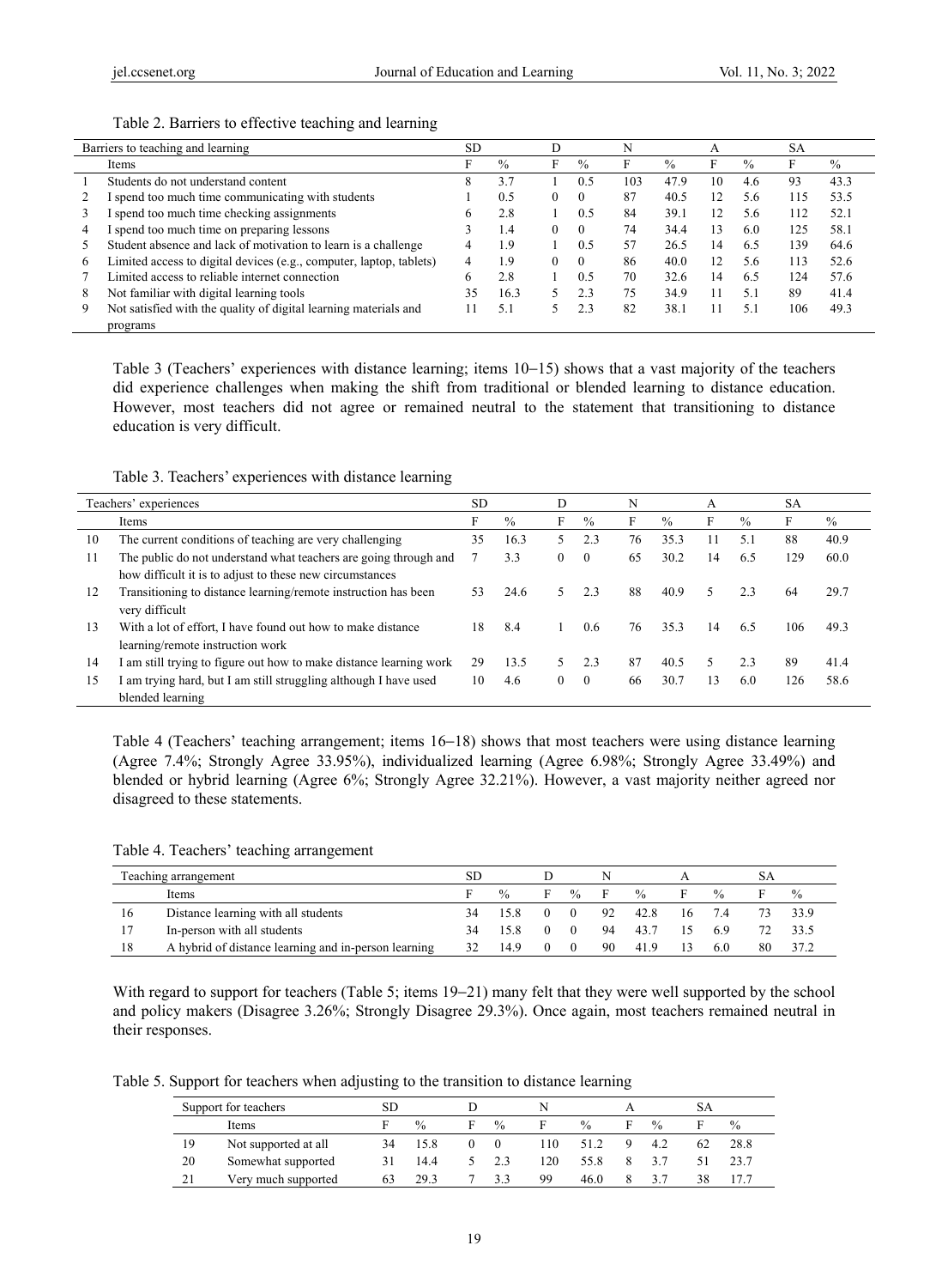Table 2. Barriers to effective teaching and learning

| | Barriers to teaching and learning | SD | | D | | N | | A | | SA | |
|---|---|---|---|---|---|---|---|---|---|---|---|
| | Items | F | % | F | % | F | % | F | % | F | % |
| 1 | Students do not understand content | 8 | 3.7 | 1 | 0.5 | 103 | 47.9 | 10 | 4.6 | 93 | 43.3 |
| 2 | I spend too much time communicating with students | 1 | 0.5 | 0 | 0 | 87 | 40.5 | 12 | 5.6 | 115 | 53.5 |
| 3 | I spend too much time checking assignments | 6 | 2.8 | 1 | 0.5 | 84 | 39.1 | 12 | 5.6 | 112 | 52.1 |
| 4 | I spend too much time on preparing lessons | 3 | 1.4 | 0 | 0 | 74 | 34.4 | 13 | 6.0 | 125 | 58.1 |
| 5 | Student absence and lack of motivation to learn is a challenge | 4 | 1.9 | 1 | 0.5 | 57 | 26.5 | 14 | 6.5 | 139 | 64.6 |
| 6 | Limited access to digital devices (e.g., computer, laptop, tablets) | 4 | 1.9 | 0 | 0 | 86 | 40.0 | 12 | 5.6 | 113 | 52.6 |
| 7 | Limited access to reliable internet connection | 6 | 2.8 | 1 | 0.5 | 70 | 32.6 | 14 | 6.5 | 124 | 57.6 |
| 8 | Not familiar with digital learning tools | 35 | 16.3 | 5 | 2.3 | 75 | 34.9 | 11 | 5.1 | 89 | 41.4 |
| 9 | Not satisfied with the quality of digital learning materials and programs | 11 | 5.1 | 5 | 2.3 | 82 | 38.1 | 11 | 5.1 | 106 | 49.3 |

Table 3 (Teachers' experiences with distance learning; items 10–15) shows that a vast majority of the teachers did experience challenges when making the shift from traditional or blended learning to distance education. However, most teachers did not agree or remained neutral to the statement that transitioning to distance education is very difficult.

Table 3. Teachers' experiences with distance learning

| | Teachers' experiences | SD | | D | | N | | A | | SA | |
|---|---|---|---|---|---|---|---|---|---|---|---|
| | Items | F | % | F | % | F | % | F | % | F | % |
| 10 | The current conditions of teaching are very challenging | 35 | 16.3 | 5 | 2.3 | 76 | 35.3 | 11 | 5.1 | 88 | 40.9 |
| 11 | The public do not understand what teachers are going through and how difficult it is to adjust to these new circumstances | 7 | 3.3 | 0 | 0 | 65 | 30.2 | 14 | 6.5 | 129 | 60.0 |
| 12 | Transitioning to distance learning/remote instruction has been very difficult | 53 | 24.6 | 5 | 2.3 | 88 | 40.9 | 5 | 2.3 | 64 | 29.7 |
| 13 | With a lot of effort, I have found out how to make distance learning/remote instruction work | 18 | 8.4 | 1 | 0.6 | 76 | 35.3 | 14 | 6.5 | 106 | 49.3 |
| 14 | I am still trying to figure out how to make distance learning work | 29 | 13.5 | 5 | 2.3 | 87 | 40.5 | 5 | 2.3 | 89 | 41.4 |
| 15 | I am trying hard, but I am still struggling although I have used blended learning | 10 | 4.6 | 0 | 0 | 66 | 30.7 | 13 | 6.0 | 126 | 58.6 |

Table 4 (Teachers' teaching arrangement; items 16–18) shows that most teachers were using distance learning (Agree 7.4%; Strongly Agree 33.95%), individualized learning (Agree 6.98%; Strongly Agree 33.49%) and blended or hybrid learning (Agree 6%; Strongly Agree 32.21%). However, a vast majority neither agreed nor disagreed to these statements.

Table 4. Teachers' teaching arrangement

| | Teaching arrangement | SD | | D | | N | | A | | SA | |
|---|---|---|---|---|---|---|---|---|---|---|---|
| | Items | F | % | F | % | F | % | F | % | F | % |
| 16 | Distance learning with all students | 34 | 15.8 | 0 | 0 | 92 | 42.8 | 16 | 7.4 | 73 | 33.9 |
| 17 | In-person with all students | 34 | 15.8 | 0 | 0 | 94 | 43.7 | 15 | 6.9 | 72 | 33.5 |
| 18 | A hybrid of distance learning and in-person learning | 32 | 14.9 | 0 | 0 | 90 | 41.9 | 13 | 6.0 | 80 | 37.2 |

With regard to support for teachers (Table 5; items 19–21) many felt that they were well supported by the school and policy makers (Disagree 3.26%; Strongly Disagree 29.3%). Once again, most teachers remained neutral in their responses.

Table 5. Support for teachers when adjusting to the transition to distance learning

| | Support for teachers | SD | | D | | N | | A | | SA | |
|---|---|---|---|---|---|---|---|---|---|---|---|
| | Items | F | % | F | % | F | % | F | % | F | % |
| 19 | Not supported at all | 34 | 15.8 | 0 | 0 | 110 | 51.2 | 9 | 4.2 | 62 | 28.8 |
| 20 | Somewhat supported | 31 | 14.4 | 5 | 2.3 | 120 | 55.8 | 8 | 3.7 | 51 | 23.7 |
| 21 | Very much supported | 63 | 29.3 | 7 | 3.3 | 99 | 46.0 | 8 | 3.7 | 38 | 17.7 |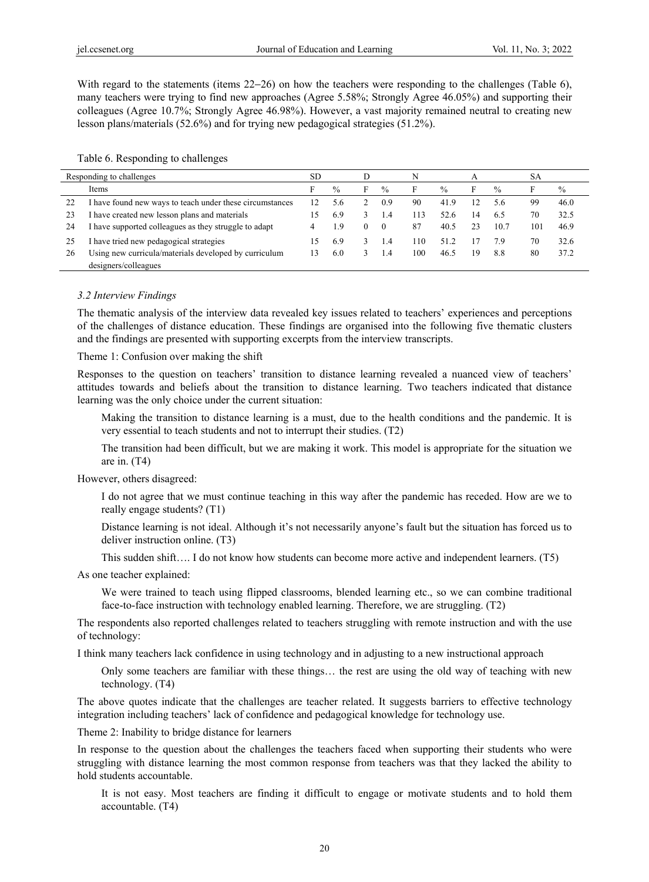With regard to the statements (items 22‒26) on how the teachers were responding to the challenges (Table 6), many teachers were trying to find new approaches (Agree 5.58%; Strongly Agree 46.05%) and supporting their colleagues (Agree 10.7%; Strongly Agree 46.98%). However, a vast majority remained neutral to creating new lesson plans/materials (52.6%) and for trying new pedagogical strategies (51.2%).

Table 6. Responding to challenges

| Responding to challenges | | SD | | D | | N | | A | | SA | |
|---|---|---|---|---|---|---|---|---|---|---|---|
| | Items | F | % | F | % | F | % | F | % | F | % |
| 22 | I have found new ways to teach under these circumstances | 12 | 5.6 | 2 | 0.9 | 90 | 41.9 | 12 | 5.6 | 99 | 46.0 |
| 23 | I have created new lesson plans and materials | 15 | 6.9 | 3 | 1.4 | 113 | 52.6 | 14 | 6.5 | 70 | 32.5 |
| 24 | I have supported colleagues as they struggle to adapt | 4 | 1.9 | 0 | 0 | 87 | 40.5 | 23 | 10.7 | 101 | 46.9 |
| 25 | I have tried new pedagogical strategies | 15 | 6.9 | 3 | 1.4 | 110 | 51.2 | 17 | 7.9 | 70 | 32.6 |
| 26 | Using new curricula/materials developed by curriculum designers/colleagues | 13 | 6.0 | 3 | 1.4 | 100 | 46.5 | 19 | 8.8 | 80 | 37.2 |

### *3.2 Interview Findings*

The thematic analysis of the interview data revealed key issues related to teachers' experiences and perceptions of the challenges of distance education. These findings are organised into the following five thematic clusters and the findings are presented with supporting excerpts from the interview transcripts.

Theme 1: Confusion over making the shift

Responses to the question on teachers' transition to distance learning revealed a nuanced view of teachers' attitudes towards and beliefs about the transition to distance learning. Two teachers indicated that distance learning was the only choice under the current situation:

> Making the transition to distance learning is a must, due to the health conditions and the pandemic. It is very essential to teach students and not to interrupt their studies. (T2)
>
> The transition had been difficult, but we are making it work. This model is appropriate for the situation we are in. (T4)

However, others disagreed:

> I do not agree that we must continue teaching in this way after the pandemic has receded. How are we to really engage students? (T1)
>
> Distance learning is not ideal. Although it's not necessarily anyone's fault but the situation has forced us to deliver instruction online. (T3)
>
> This sudden shift…. I do not know how students can become more active and independent learners. (T5)

As one teacher explained:

> We were trained to teach using flipped classrooms, blended learning etc., so we can combine traditional face-to-face instruction with technology enabled learning. Therefore, we are struggling. (T2)

The respondents also reported challenges related to teachers struggling with remote instruction and with the use of technology:

I think many teachers lack confidence in using technology and in adjusting to a new instructional approach

> Only some teachers are familiar with these things… the rest are using the old way of teaching with new technology. (T4)

The above quotes indicate that the challenges are teacher related. It suggests barriers to effective technology integration including teachers' lack of confidence and pedagogical knowledge for technology use.

Theme 2: Inability to bridge distance for learners

In response to the question about the challenges the teachers faced when supporting their students who were struggling with distance learning the most common response from teachers was that they lacked the ability to hold students accountable.

> It is not easy. Most teachers are finding it difficult to engage or motivate students and to hold them accountable. (T4)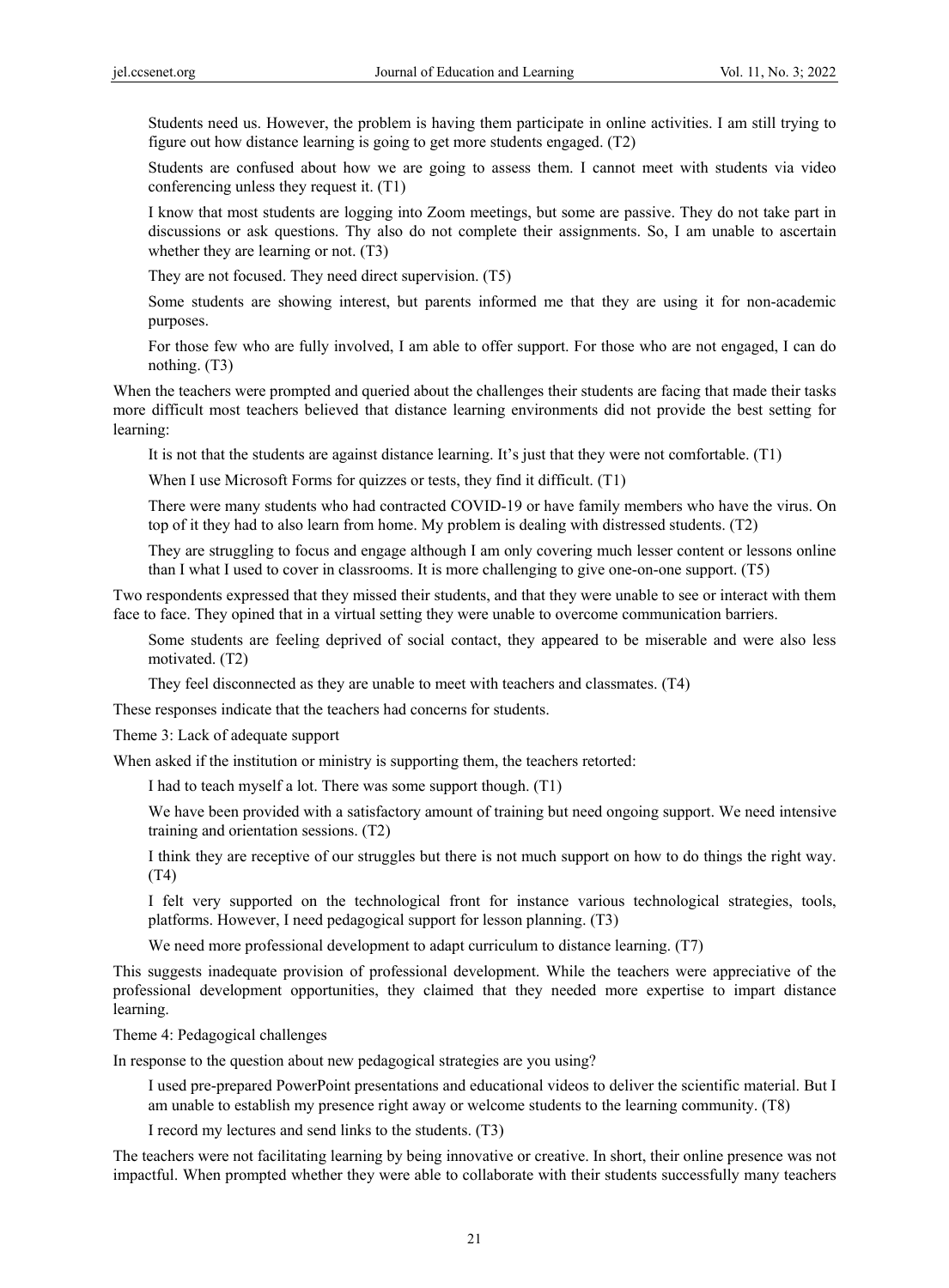> Students need us. However, the problem is having them participate in online activities. I am still trying to figure out how distance learning is going to get more students engaged. (T2)

> Students are confused about how we are going to assess them. I cannot meet with students via video conferencing unless they request it. (T1)

> I know that most students are logging into Zoom meetings, but some are passive. They do not take part in discussions or ask questions. Thy also do not complete their assignments. So, I am unable to ascertain whether they are learning or not. (T3)

> They are not focused. They need direct supervision. (T5)

> Some students are showing interest, but parents informed me that they are using it for non-academic purposes.

> For those few who are fully involved, I am able to offer support. For those who are not engaged, I can do nothing. (T3)

When the teachers were prompted and queried about the challenges their students are facing that made their tasks more difficult most teachers believed that distance learning environments did not provide the best setting for learning:

> It is not that the students are against distance learning. It's just that they were not comfortable. (T1)

> When I use Microsoft Forms for quizzes or tests, they find it difficult. (T1)

> There were many students who had contracted COVID-19 or have family members who have the virus. On top of it they had to also learn from home. My problem is dealing with distressed students. (T2)

> They are struggling to focus and engage although I am only covering much lesser content or lessons online than I what I used to cover in classrooms. It is more challenging to give one-on-one support. (T5)

Two respondents expressed that they missed their students, and that they were unable to see or interact with them face to face. They opined that in a virtual setting they were unable to overcome communication barriers.

> Some students are feeling deprived of social contact, they appeared to be miserable and were also less motivated. (T2)

> They feel disconnected as they are unable to meet with teachers and classmates. (T4)

These responses indicate that the teachers had concerns for students.

Theme 3: Lack of adequate support

When asked if the institution or ministry is supporting them, the teachers retorted:

> I had to teach myself a lot. There was some support though. (T1)

> We have been provided with a satisfactory amount of training but need ongoing support. We need intensive training and orientation sessions. (T2)

> I think they are receptive of our struggles but there is not much support on how to do things the right way. (T4)

> I felt very supported on the technological front for instance various technological strategies, tools, platforms. However, I need pedagogical support for lesson planning. (T3)

> We need more professional development to adapt curriculum to distance learning. (T7)

This suggests inadequate provision of professional development. While the teachers were appreciative of the professional development opportunities, they claimed that they needed more expertise to impart distance learning.

Theme 4: Pedagogical challenges

In response to the question about new pedagogical strategies are you using?

> I used pre-prepared PowerPoint presentations and educational videos to deliver the scientific material. But I am unable to establish my presence right away or welcome students to the learning community. (T8)

> I record my lectures and send links to the students. (T3)

The teachers were not facilitating learning by being innovative or creative. In short, their online presence was not impactful. When prompted whether they were able to collaborate with their students successfully many teachers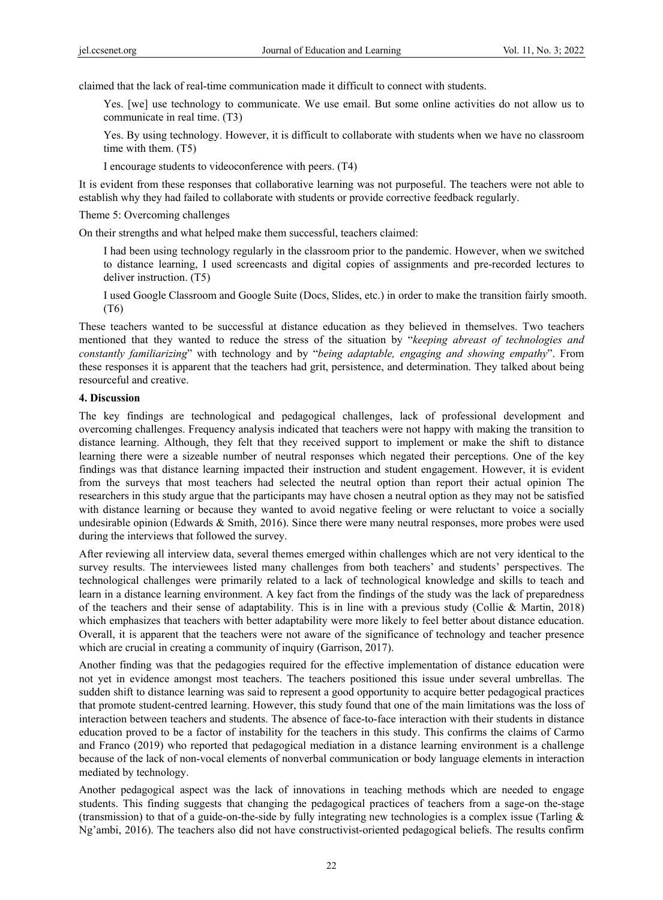claimed that the lack of real-time communication made it difficult to connect with students.

> Yes. [we] use technology to communicate. We use email. But some online activities do not allow us to communicate in real time. (T3)
>
> Yes. By using technology. However, it is difficult to collaborate with students when we have no classroom time with them. (T5)
>
> I encourage students to videoconference with peers. (T4)

It is evident from these responses that collaborative learning was not purposeful. The teachers were not able to establish why they had failed to collaborate with students or provide corrective feedback regularly.

Theme 5: Overcoming challenges

On their strengths and what helped make them successful, teachers claimed:

> I had been using technology regularly in the classroom prior to the pandemic. However, when we switched to distance learning, I used screencasts and digital copies of assignments and pre-recorded lectures to deliver instruction. (T5)
>
> I used Google Classroom and Google Suite (Docs, Slides, etc.) in order to make the transition fairly smooth. (T6)

These teachers wanted to be successful at distance education as they believed in themselves. Two teachers mentioned that they wanted to reduce the stress of the situation by "*keeping abreast of technologies and constantly familiarizing*" with technology and by "*being adaptable, engaging and showing empathy*". From these responses it is apparent that the teachers had grit, persistence, and determination. They talked about being resourceful and creative.

## 4. Discussion

The key findings are technological and pedagogical challenges, lack of professional development and overcoming challenges. Frequency analysis indicated that teachers were not happy with making the transition to distance learning. Although, they felt that they received support to implement or make the shift to distance learning there were a sizeable number of neutral responses which negated their perceptions. One of the key findings was that distance learning impacted their instruction and student engagement. However, it is evident from the surveys that most teachers had selected the neutral option than report their actual opinion The researchers in this study argue that the participants may have chosen a neutral option as they may not be satisfied with distance learning or because they wanted to avoid negative feeling or were reluctant to voice a socially undesirable opinion (Edwards & Smith, 2016). Since there were many neutral responses, more probes were used during the interviews that followed the survey.

After reviewing all interview data, several themes emerged within challenges which are not very identical to the survey results. The interviewees listed many challenges from both teachers' and students' perspectives. The technological challenges were primarily related to a lack of technological knowledge and skills to teach and learn in a distance learning environment. A key fact from the findings of the study was the lack of preparedness of the teachers and their sense of adaptability. This is in line with a previous study (Collie & Martin, 2018) which emphasizes that teachers with better adaptability were more likely to feel better about distance education. Overall, it is apparent that the teachers were not aware of the significance of technology and teacher presence which are crucial in creating a community of inquiry (Garrison, 2017).

Another finding was that the pedagogies required for the effective implementation of distance education were not yet in evidence amongst most teachers. The teachers positioned this issue under several umbrellas. The sudden shift to distance learning was said to represent a good opportunity to acquire better pedagogical practices that promote student-centred learning. However, this study found that one of the main limitations was the loss of interaction between teachers and students. The absence of face-to-face interaction with their students in distance education proved to be a factor of instability for the teachers in this study. This confirms the claims of Carmo and Franco (2019) who reported that pedagogical mediation in a distance learning environment is a challenge because of the lack of non-vocal elements of nonverbal communication or body language elements in interaction mediated by technology.

Another pedagogical aspect was the lack of innovations in teaching methods which are needed to engage students. This finding suggests that changing the pedagogical practices of teachers from a sage-on the-stage (transmission) to that of a guide-on-the-side by fully integrating new technologies is a complex issue (Tarling & Ng'ambi, 2016). The teachers also did not have constructivist-oriented pedagogical beliefs. The results confirm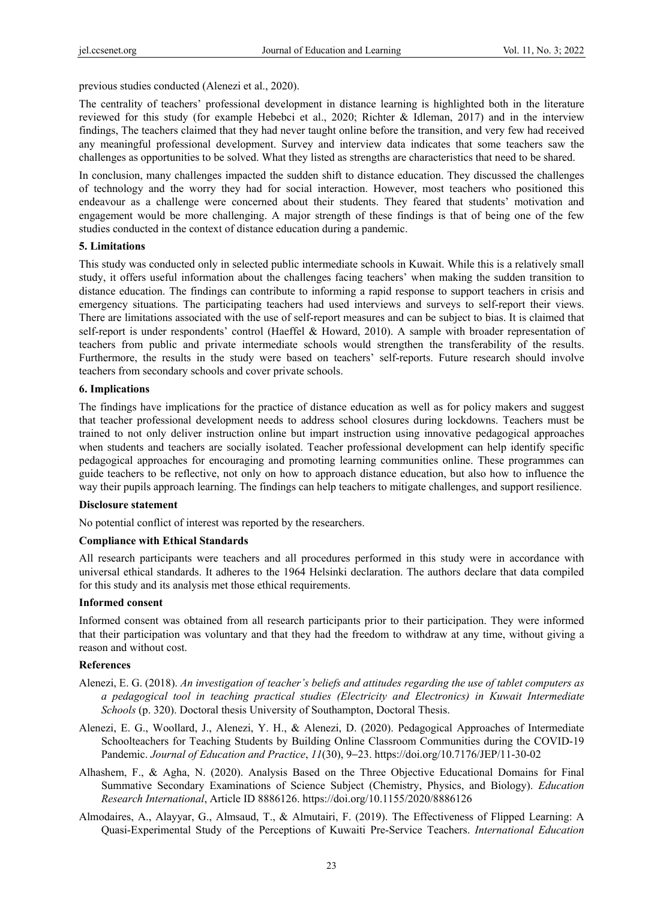previous studies conducted (Alenezi et al., 2020).

The centrality of teachers' professional development in distance learning is highlighted both in the literature reviewed for this study (for example Hebebci et al., 2020; Richter & Idleman, 2017) and in the interview findings, The teachers claimed that they had never taught online before the transition, and very few had received any meaningful professional development. Survey and interview data indicates that some teachers saw the challenges as opportunities to be solved. What they listed as strengths are characteristics that need to be shared.

In conclusion, many challenges impacted the sudden shift to distance education. They discussed the challenges of technology and the worry they had for social interaction. However, most teachers who positioned this endeavour as a challenge were concerned about their students. They feared that students' motivation and engagement would be more challenging. A major strength of these findings is that of being one of the few studies conducted in the context of distance education during a pandemic.

## 5. Limitations

This study was conducted only in selected public intermediate schools in Kuwait. While this is a relatively small study, it offers useful information about the challenges facing teachers' when making the sudden transition to distance education. The findings can contribute to informing a rapid response to support teachers in crisis and emergency situations. The participating teachers had used interviews and surveys to self-report their views. There are limitations associated with the use of self-report measures and can be subject to bias. It is claimed that self-report is under respondents' control (Haeffel & Howard, 2010). A sample with broader representation of teachers from public and private intermediate schools would strengthen the transferability of the results. Furthermore, the results in the study were based on teachers' self-reports. Future research should involve teachers from secondary schools and cover private schools.

## 6. Implications

The findings have implications for the practice of distance education as well as for policy makers and suggest that teacher professional development needs to address school closures during lockdowns. Teachers must be trained to not only deliver instruction online but impart instruction using innovative pedagogical approaches when students and teachers are socially isolated. Teacher professional development can help identify specific pedagogical approaches for encouraging and promoting learning communities online. These programmes can guide teachers to be reflective, not only on how to approach distance education, but also how to influence the way their pupils approach learning. The findings can help teachers to mitigate challenges, and support resilience.

### Disclosure statement

No potential conflict of interest was reported by the researchers.

### Compliance with Ethical Standards

All research participants were teachers and all procedures performed in this study were in accordance with universal ethical standards. It adheres to the 1964 Helsinki declaration. The authors declare that data compiled for this study and its analysis met those ethical requirements.

### Informed consent

Informed consent was obtained from all research participants prior to their participation. They were informed that their participation was voluntary and that they had the freedom to withdraw at any time, without giving a reason and without cost.

## References

Alenezi, E. G. (2018). *An investigation of teacher's beliefs and attitudes regarding the use of tablet computers as a pedagogical tool in teaching practical studies (Electricity and Electronics) in Kuwait Intermediate Schools* (p. 320). Doctoral thesis University of Southampton, Doctoral Thesis.

Alenezi, E. G., Woollard, J., Alenezi, Y. H., & Alenezi, D. (2020). Pedagogical Approaches of Intermediate Schoolteachers for Teaching Students by Building Online Classroom Communities during the COVID-19 Pandemic. *Journal of Education and Practice*, *11*(30), 9–23. https://doi.org/10.7176/JEP/11-30-02

Alhashem, F., & Agha, N. (2020). Analysis Based on the Three Objective Educational Domains for Final Summative Secondary Examinations of Science Subject (Chemistry, Physics, and Biology). *Education Research International*, Article ID 8886126. https://doi.org/10.1155/2020/8886126

Almodaires, A., Alayyar, G., Almsaud, T., & Almutairi, F. (2019). The Effectiveness of Flipped Learning: A Quasi-Experimental Study of the Perceptions of Kuwaiti Pre-Service Teachers. *International Education*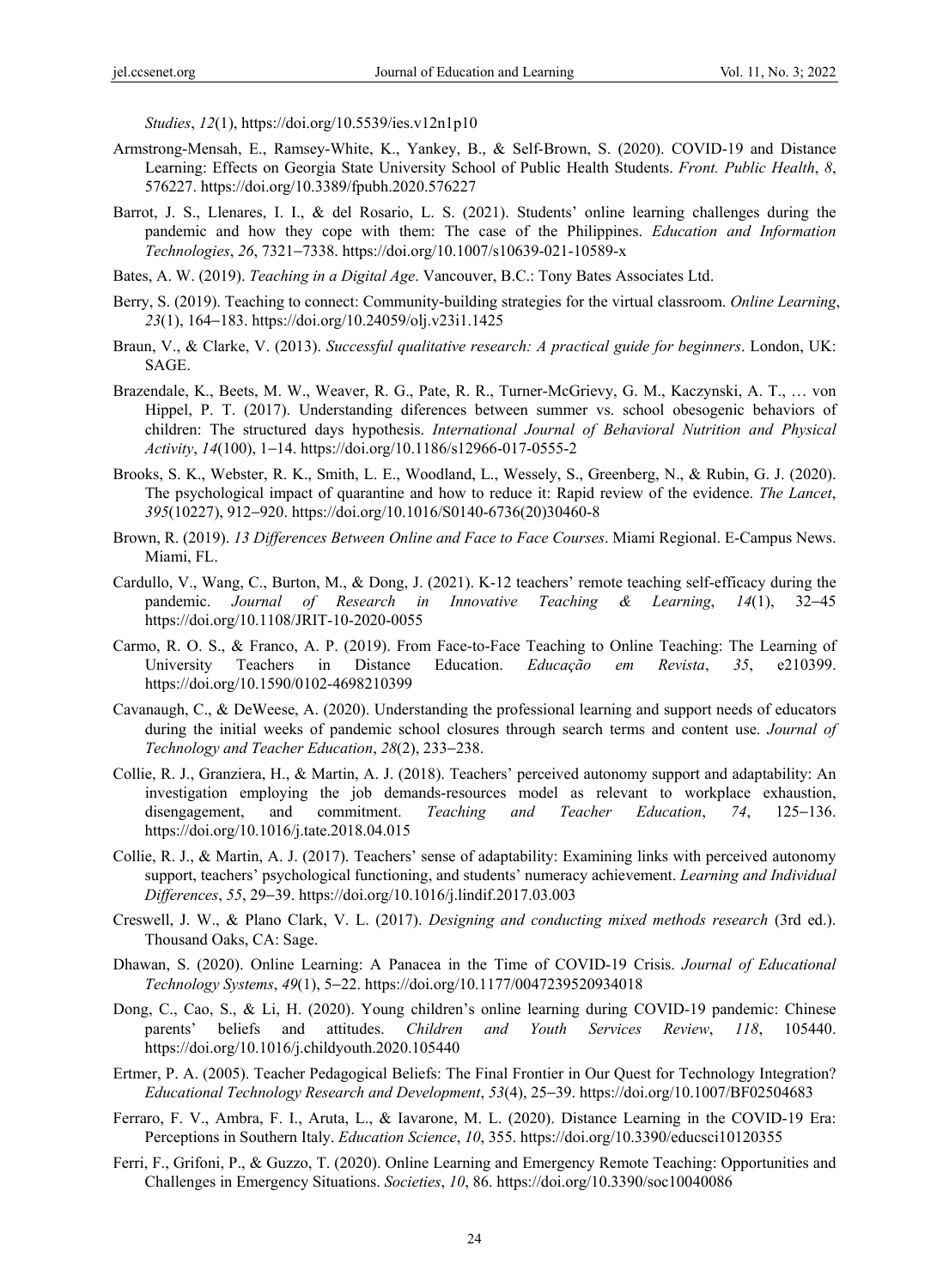*Studies*, *12*(1), https://doi.org/10.5539/ies.v12n1p10

Armstrong-Mensah, E., Ramsey-White, K., Yankey, B., & Self-Brown, S. (2020). COVID-19 and Distance Learning: Effects on Georgia State University School of Public Health Students. *Front. Public Health*, *8*, 576227. https://doi.org/10.3389/fpubh.2020.576227

Barrot, J. S., Llenares, I. I., & del Rosario, L. S. (2021). Students' online learning challenges during the pandemic and how they cope with them: The case of the Philippines. *Education and Information Technologies*, *26*, 7321–7338. https://doi.org/10.1007/s10639-021-10589-x

Bates, A. W. (2019). *Teaching in a Digital Age*. Vancouver, B.C.: Tony Bates Associates Ltd.

Berry, S. (2019). Teaching to connect: Community-building strategies for the virtual classroom. *Online Learning*, *23*(1), 164–183. https://doi.org/10.24059/olj.v23i1.1425

Braun, V., & Clarke, V. (2013). *Successful qualitative research: A practical guide for beginners*. London, UK: SAGE.

Brazendale, K., Beets, M. W., Weaver, R. G., Pate, R. R., Turner-McGrievy, G. M., Kaczynski, A. T., … von Hippel, P. T. (2017). Understanding diferences between summer vs. school obesogenic behaviors of children: The structured days hypothesis. *International Journal of Behavioral Nutrition and Physical Activity*, *14*(100), 1–14. https://doi.org/10.1186/s12966-017-0555-2

Brooks, S. K., Webster, R. K., Smith, L. E., Woodland, L., Wessely, S., Greenberg, N., & Rubin, G. J. (2020). The psychological impact of quarantine and how to reduce it: Rapid review of the evidence. *The Lancet*, *395*(10227), 912–920. https://doi.org/10.1016/S0140-6736(20)30460-8

Brown, R. (2019). *13 Differences Between Online and Face to Face Courses*. Miami Regional. E-Campus News. Miami, FL.

Cardullo, V., Wang, C., Burton, M., & Dong, J. (2021). K-12 teachers' remote teaching self-efficacy during the pandemic. *Journal of Research in Innovative Teaching & Learning*, *14*(1), 32–45 https://doi.org/10.1108/JRIT-10-2020-0055

Carmo, R. O. S., & Franco, A. P. (2019). From Face-to-Face Teaching to Online Teaching: The Learning of University Teachers in Distance Education. *Educação em Revista*, *35*, e210399. https://doi.org/10.1590/0102-4698210399

Cavanaugh, C., & DeWeese, A. (2020). Understanding the professional learning and support needs of educators during the initial weeks of pandemic school closures through search terms and content use. *Journal of Technology and Teacher Education*, *28*(2), 233–238.

Collie, R. J., Granziera, H., & Martin, A. J. (2018). Teachers' perceived autonomy support and adaptability: An investigation employing the job demands-resources model as relevant to workplace exhaustion, disengagement, and commitment. *Teaching and Teacher Education*, *74*, 125–136. https://doi.org/10.1016/j.tate.2018.04.015

Collie, R. J., & Martin, A. J. (2017). Teachers' sense of adaptability: Examining links with perceived autonomy support, teachers' psychological functioning, and students' numeracy achievement. *Learning and Individual Differences*, *55*, 29–39. https://doi.org/10.1016/j.lindif.2017.03.003

Creswell, J. W., & Plano Clark, V. L. (2017). *Designing and conducting mixed methods research* (3rd ed.). Thousand Oaks, CA: Sage.

Dhawan, S. (2020). Online Learning: A Panacea in the Time of COVID-19 Crisis. *Journal of Educational Technology Systems*, *49*(1), 5–22. https://doi.org/10.1177/0047239520934018

Dong, C., Cao, S., & Li, H. (2020). Young children's online learning during COVID-19 pandemic: Chinese parents' beliefs and attitudes. *Children and Youth Services Review*, *118*, 105440. https://doi.org/10.1016/j.childyouth.2020.105440

Ertmer, P. A. (2005). Teacher Pedagogical Beliefs: The Final Frontier in Our Quest for Technology Integration? *Educational Technology Research and Development*, *53*(4), 25–39. https://doi.org/10.1007/BF02504683

Ferraro, F. V., Ambra, F. I., Aruta, L., & Iavarone, M. L. (2020). Distance Learning in the COVID-19 Era: Perceptions in Southern Italy. *Education Science*, *10*, 355. https://doi.org/10.3390/educsci10120355

Ferri, F., Grifoni, P., & Guzzo, T. (2020). Online Learning and Emergency Remote Teaching: Opportunities and Challenges in Emergency Situations. *Societies*, *10*, 86. https://doi.org/10.3390/soc10040086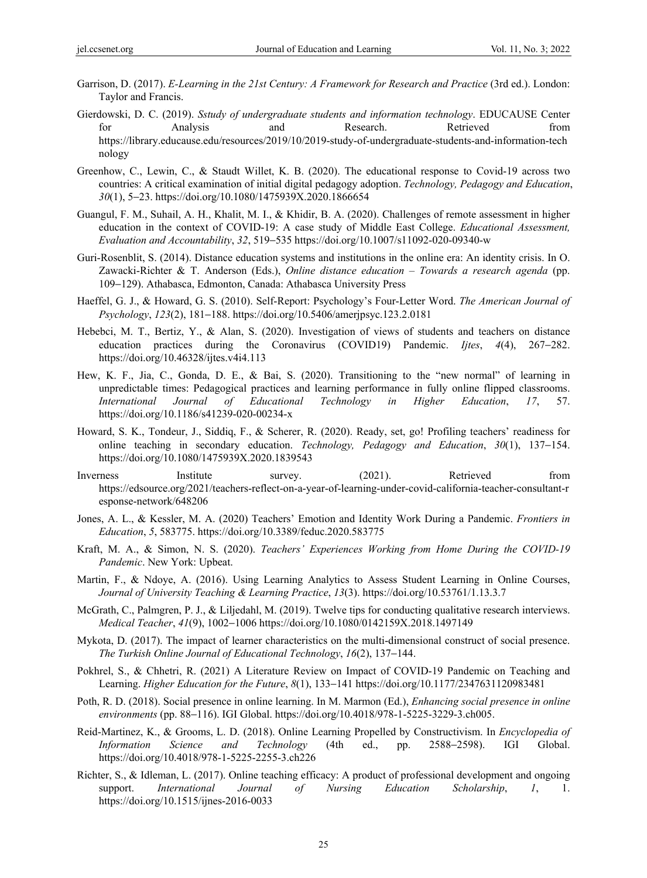Garrison, D. (2017). *E-Learning in the 21st Century: A Framework for Research and Practice* (3rd ed.). London: Taylor and Francis.

Gierdowski, D. C. (2019). *Sstudy of undergraduate students and information technology*. EDUCAUSE Center for Analysis and Research. Retrieved from https://library.educause.edu/resources/2019/10/2019-study-of-undergraduate-students-and-information-technology

Greenhow, C., Lewin, C., & Staudt Willet, K. B. (2020). The educational response to Covid-19 across two countries: A critical examination of initial digital pedagogy adoption. *Technology, Pedagogy and Education*, *30*(1), 5–23. https://doi.org/10.1080/1475939X.2020.1866654

Guangul, F. M., Suhail, A. H., Khalit, M. I., & Khidir, B. A. (2020). Challenges of remote assessment in higher education in the context of COVID-19: A case study of Middle East College. *Educational Assessment, Evaluation and Accountability*, *32*, 519–535 https://doi.org/10.1007/s11092-020-09340-w

Guri-Rosenblit, S. (2014). Distance education systems and institutions in the online era: An identity crisis. In O. Zawacki-Richter & T. Anderson (Eds.), *Online distance education – Towards a research agenda* (pp. 109–129). Athabasca, Edmonton, Canada: Athabasca University Press

Haeffel, G. J., & Howard, G. S. (2010). Self-Report: Psychology's Four-Letter Word. *The American Journal of Psychology*, *123*(2), 181–188. https://doi.org/10.5406/amerjpsyc.123.2.0181

Hebebci, M. T., Bertiz, Y., & Alan, S. (2020). Investigation of views of students and teachers on distance education practices during the Coronavirus (COVID19) Pandemic. *Ijtes*, *4*(4), 267–282. https://doi.org/10.46328/ijtes.v4i4.113

Hew, K. F., Jia, C., Gonda, D. E., & Bai, S. (2020). Transitioning to the "new normal" of learning in unpredictable times: Pedagogical practices and learning performance in fully online flipped classrooms. *International Journal of Educational Technology in Higher Education*, *17*, 57. https://doi.org/10.1186/s41239-020-00234-x

Howard, S. K., Tondeur, J., Siddiq, F., & Scherer, R. (2020). Ready, set, go! Profiling teachers' readiness for online teaching in secondary education. *Technology, Pedagogy and Education*, *30*(1), 137–154. https://doi.org/10.1080/1475939X.2020.1839543

Inverness Institute survey. (2021). Retrieved from https://edsource.org/2021/teachers-reflect-on-a-year-of-learning-under-covid-california-teacher-consultant-response-network/648206

Jones, A. L., & Kessler, M. A. (2020) Teachers' Emotion and Identity Work During a Pandemic. *Frontiers in Education*, *5*, 583775. https://doi.org/10.3389/feduc.2020.583775

Kraft, M. A., & Simon, N. S. (2020). *Teachers' Experiences Working from Home During the COVID-19 Pandemic*. New York: Upbeat.

Martin, F., & Ndoye, A. (2016). Using Learning Analytics to Assess Student Learning in Online Courses, *Journal of University Teaching & Learning Practice*, *13*(3). https://doi.org/10.53761/1.13.3.7

McGrath, C., Palmgren, P. J., & Liljedahl, M. (2019). Twelve tips for conducting qualitative research interviews. *Medical Teacher*, *41*(9), 1002–1006 https://doi.org/10.1080/0142159X.2018.1497149

Mykota, D. (2017). The impact of learner characteristics on the multi-dimensional construct of social presence. *The Turkish Online Journal of Educational Technology*, *16*(2), 137–144.

Pokhrel, S., & Chhetri, R. (2021) A Literature Review on Impact of COVID-19 Pandemic on Teaching and Learning. *Higher Education for the Future*, *8*(1), 133–141 https://doi.org/10.1177/2347631120983481

Poth, R. D. (2018). Social presence in online learning. In M. Marmon (Ed.), *Enhancing social presence in online environments* (pp. 88–116). IGI Global. https://doi.org/10.4018/978-1-5225-3229-3.ch005.

Reid-Martinez, K., & Grooms, L. D. (2018). Online Learning Propelled by Constructivism. In *Encyclopedia of Information Science and Technology* (4th ed., pp. 2588–2598). IGI Global. https://doi.org/10.4018/978-1-5225-2255-3.ch226

Richter, S., & Idleman, L. (2017). Online teaching efficacy: A product of professional development and ongoing support. *International Journal of Nursing Education Scholarship*, *1*, 1. https://doi.org/10.1515/ijnes-2016-0033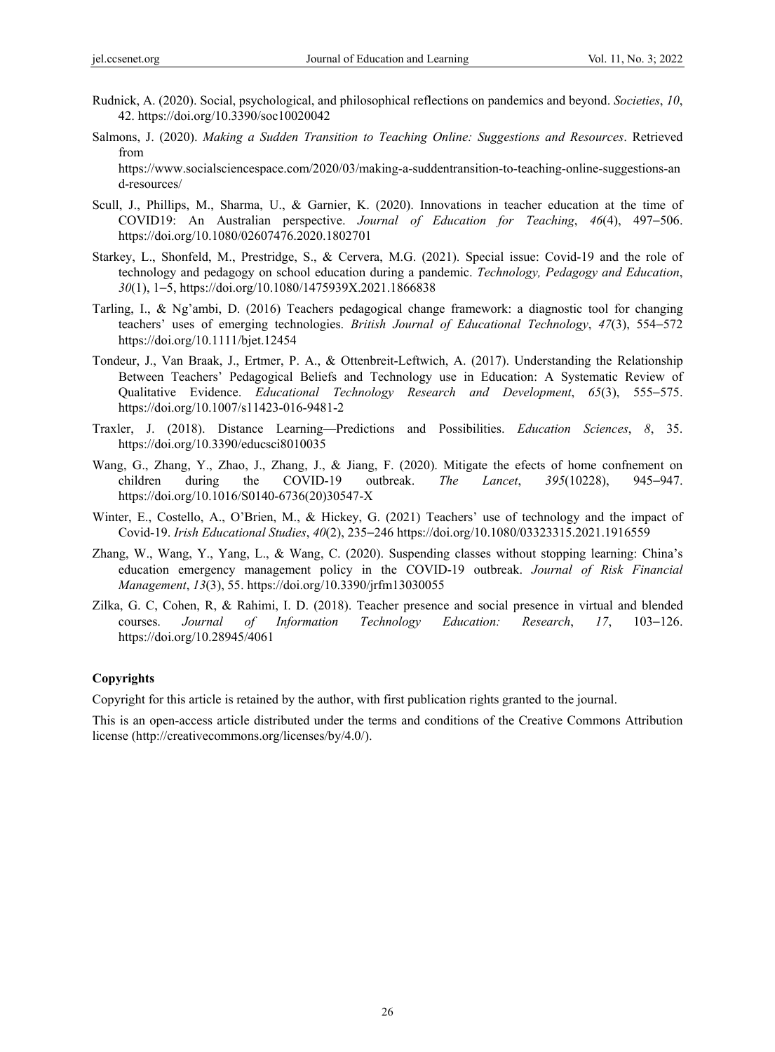Rudnick, A. (2020). Social, psychological, and philosophical reflections on pandemics and beyond. *Societies*, *10*, 42. https://doi.org/10.3390/soc10020042

Salmons, J. (2020). *Making a Sudden Transition to Teaching Online: Suggestions and Resources*. Retrieved from https://www.socialsciencespace.com/2020/03/making-a-suddentransition-to-teaching-online-suggestions-and-resources/

Scull, J., Phillips, M., Sharma, U., & Garnier, K. (2020). Innovations in teacher education at the time of COVID19: An Australian perspective. *Journal of Education for Teaching*, *46*(4), 497–506. https://doi.org/10.1080/02607476.2020.1802701

Starkey, L., Shonfeld, M., Prestridge, S., & Cervera, M.G. (2021). Special issue: Covid-19 and the role of technology and pedagogy on school education during a pandemic. *Technology, Pedagogy and Education*, *30*(1), 1–5, https://doi.org/10.1080/1475939X.2021.1866838

Tarling, I., & Ng'ambi, D. (2016) Teachers pedagogical change framework: a diagnostic tool for changing teachers' uses of emerging technologies. *British Journal of Educational Technology*, *47*(3), 554–572 https://doi.org/10.1111/bjet.12454

Tondeur, J., Van Braak, J., Ertmer, P. A., & Ottenbreit-Leftwich, A. (2017). Understanding the Relationship Between Teachers' Pedagogical Beliefs and Technology use in Education: A Systematic Review of Qualitative Evidence. *Educational Technology Research and Development*, *65*(3), 555–575. https://doi.org/10.1007/s11423-016-9481-2

Traxler, J. (2018). Distance Learning—Predictions and Possibilities. *Education Sciences*, *8*, 35. https://doi.org/10.3390/educsci8010035

Wang, G., Zhang, Y., Zhao, J., Zhang, J., & Jiang, F. (2020). Mitigate the efects of home confnement on children during the COVID-19 outbreak. *The Lancet*, *395*(10228), 945–947. https://doi.org/10.1016/S0140-6736(20)30547-X

Winter, E., Costello, A., O'Brien, M., & Hickey, G. (2021) Teachers' use of technology and the impact of Covid-19. *Irish Educational Studies*, *40*(2), 235–246 https://doi.org/10.1080/03323315.2021.1916559

Zhang, W., Wang, Y., Yang, L., & Wang, C. (2020). Suspending classes without stopping learning: China's education emergency management policy in the COVID-19 outbreak. *Journal of Risk Financial Management*, *13*(3), 55. https://doi.org/10.3390/jrfm13030055

Zilka, G. C, Cohen, R, & Rahimi, I. D. (2018). Teacher presence and social presence in virtual and blended courses. *Journal of Information Technology Education: Research*, *17*, 103–126. https://doi.org/10.28945/4061

**Copyrights**

Copyright for this article is retained by the author, with first publication rights granted to the journal.

This is an open-access article distributed under the terms and conditions of the Creative Commons Attribution license (http://creativecommons.org/licenses/by/4.0/).